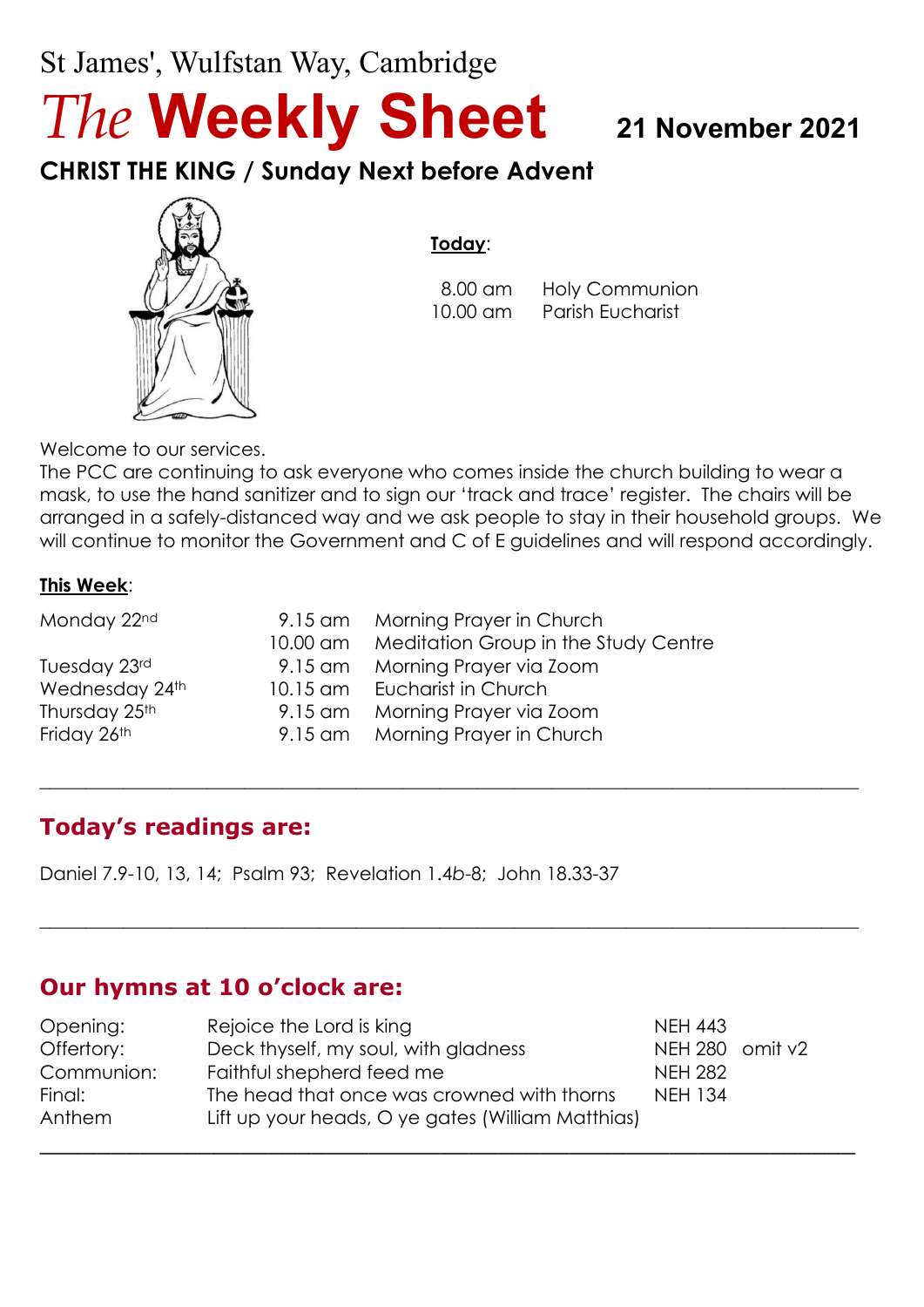St James', Wulfstan Way, Cambridge

# *The* **Weekly Sheet**

**21 November 2021**

## CHRIST THE KING / Sunday Next before Advent

**Today**:

| | |
|---|---|
| 8.00 am | Holy Communion |
| 10.00 am | Parish Eucharist |

Welcome to our services.
The PCC are continuing to ask everyone who comes inside the church building to wear a mask, to use the hand sanitizer and to sign our 'track and trace' register. The chairs will be arranged in a safely-distanced way and we ask people to stay in their household groups. We will continue to monitor the Government and C of E guidelines and will respond accordingly.

**This Week**:

| | | |
|---|---|---|
| Monday 22nd | 9.15 am | Morning Prayer in Church |
| | 10.00 am | Meditation Group in the Study Centre |
| Tuesday 23rd | 9.15 am | Morning Prayer via Zoom |
| Wednesday 24th | 10.15 am | Eucharist in Church |
| Thursday 25th | 9.15 am | Morning Prayer via Zoom |
| Friday 26th | 9.15 am | Morning Prayer in Church |

---

## Today's readings are:

Daniel 7.9-10, 13, 14; Psalm 93; Revelation 1.4*b*-8; John 18.33-37

---

## Our hymns at 10 o'clock are:

| | | | |
|---|---|---|---|
| Opening: | Rejoice the Lord is king | NEH 443 | |
| Offertory: | Deck thyself, my soul, with gladness | NEH 280 | omit v2 |
| Communion: | Faithful shepherd feed me | NEH 282 | |
| Final: | The head that once was crowned with thorns | NEH 134 | |
| Anthem | Lift up your heads, O ye gates (William Matthias) | | |

---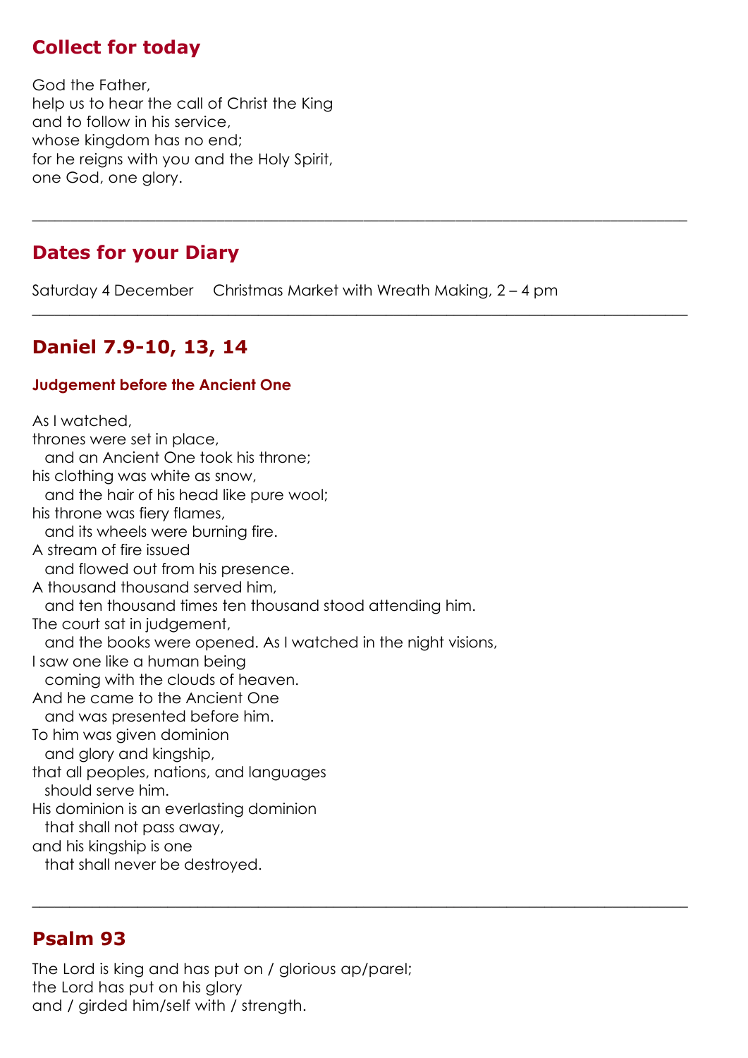## Collect for today

God the Father,
help us to hear the call of Christ the King
and to follow in his service,
whose kingdom has no end;
for he reigns with you and the Holy Spirit,
one God, one glory.

---

## Dates for your Diary

Saturday 4 December Christmas Market with Wreath Making, 2 – 4 pm

---

## Daniel 7.9-10, 13, 14

### Judgement before the Ancient One

As I watched,
thrones were set in place,
  and an Ancient One took his throne;
his clothing was white as snow,
  and the hair of his head like pure wool;
his throne was fiery flames,
  and its wheels were burning fire.
A stream of fire issued
  and flowed out from his presence.
A thousand thousand served him,
  and ten thousand times ten thousand stood attending him.
The court sat in judgement,
  and the books were opened. As I watched in the night visions,
I saw one like a human being
  coming with the clouds of heaven.
And he came to the Ancient One
  and was presented before him.
To him was given dominion
  and glory and kingship,
that all peoples, nations, and languages
  should serve him.
His dominion is an everlasting dominion
  that shall not pass away,
and his kingship is one
  that shall never be destroyed.

---

## Psalm 93

The Lord is king and has put on / glorious ap/parel;
the Lord has put on his glory
and / girded him/self with / strength.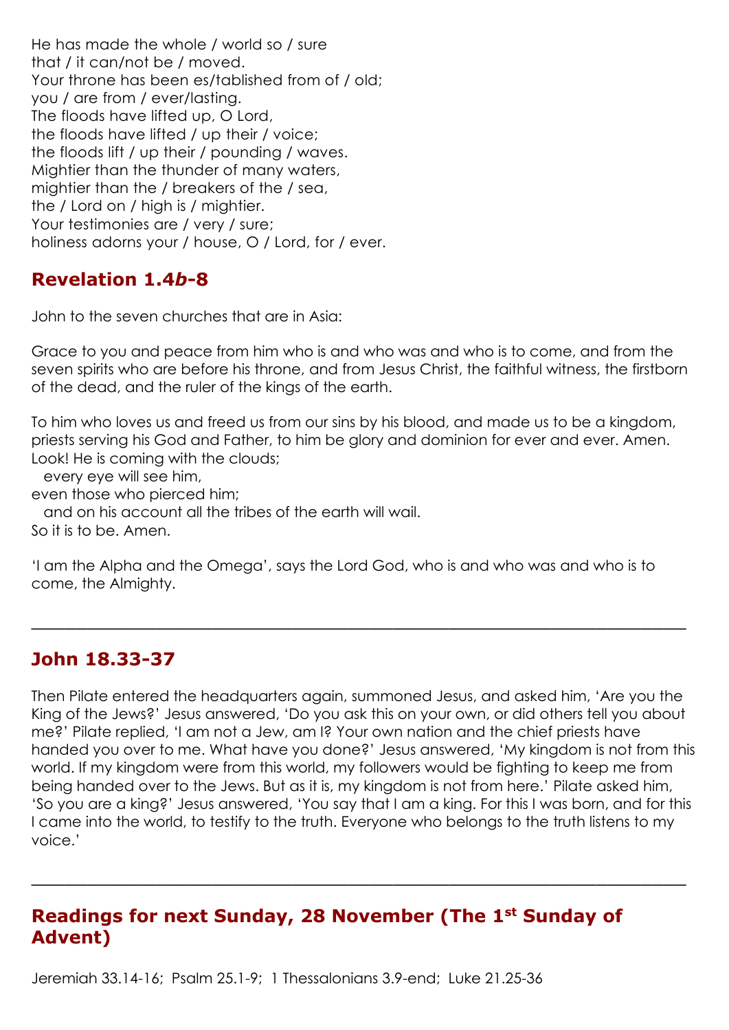He has made the whole / world so / sure
that / it can/not be / moved.
Your throne has been es/tablished from of / old;
you / are from / ever/lasting.
The floods have lifted up, O Lord,
the floods have lifted / up their / voice;
the floods lift / up their / pounding / waves.
Mightier than the thunder of many waters,
mightier than the / breakers of the / sea,
the / Lord on / high is / mightier.
Your testimonies are / very / sure;
holiness adorns your / house, O / Lord, for / ever.

## Revelation 1.4*b*-8

John to the seven churches that are in Asia:

Grace to you and peace from him who is and who was and who is to come, and from the seven spirits who are before his throne, and from Jesus Christ, the faithful witness, the firstborn of the dead, and the ruler of the kings of the earth.

To him who loves us and freed us from our sins by his blood, and made us to be a kingdom, priests serving his God and Father, to him be glory and dominion for ever and ever. Amen.
Look! He is coming with the clouds;
  every eye will see him,
even those who pierced him;
  and on his account all the tribes of the earth will wail.
So it is to be. Amen.

'I am the Alpha and the Omega', says the Lord God, who is and who was and who is to come, the Almighty.

---

## John 18.33-37

Then Pilate entered the headquarters again, summoned Jesus, and asked him, 'Are you the King of the Jews?' Jesus answered, 'Do you ask this on your own, or did others tell you about me?' Pilate replied, 'I am not a Jew, am I? Your own nation and the chief priests have handed you over to me. What have you done?' Jesus answered, 'My kingdom is not from this world. If my kingdom were from this world, my followers would be fighting to keep me from being handed over to the Jews. But as it is, my kingdom is not from here.' Pilate asked him, 'So you are a king?' Jesus answered, 'You say that I am a king. For this I was born, and for this I came into the world, to testify to the truth. Everyone who belongs to the truth listens to my voice.'

---

## Readings for next Sunday, 28 November (The 1st Sunday of Advent)

Jeremiah 33.14-16;  Psalm 25.1-9;  1 Thessalonians 3.9-end;  Luke 21.25-36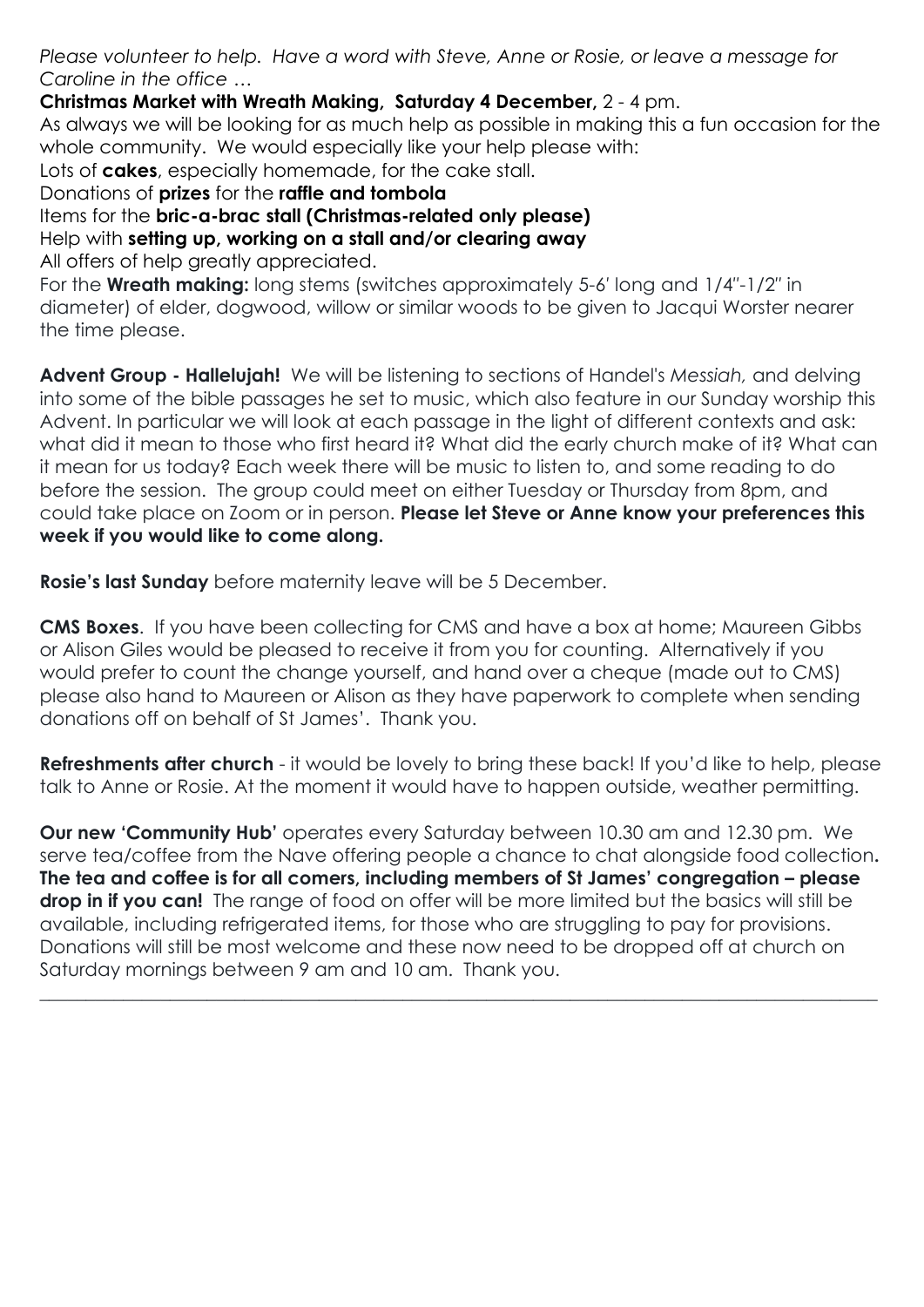*Please volunteer to help. Have a word with Steve, Anne or Rosie, or leave a message for Caroline in the office …*

**Christmas Market with Wreath Making, Saturday 4 December,** 2 - 4 pm.

As always we will be looking for as much help as possible in making this a fun occasion for the whole community. We would especially like your help please with:

Lots of **cakes**, especially homemade, for the cake stall.

Donations of **prizes** for the **raffle and tombola**

Items for the **bric-a-brac stall (Christmas-related only please)**

Help with **setting up, working on a stall and/or clearing away**

All offers of help greatly appreciated.

For the **Wreath making:** long stems (switches approximately 5-6' long and 1/4"-1/2" in diameter) of elder, dogwood, willow or similar woods to be given to Jacqui Worster nearer the time please.

**Advent Group - Hallelujah!** We will be listening to sections of Handel's *Messiah,* and delving into some of the bible passages he set to music, which also feature in our Sunday worship this Advent. In particular we will look at each passage in the light of different contexts and ask: what did it mean to those who first heard it? What did the early church make of it? What can it mean for us today? Each week there will be music to listen to, and some reading to do before the session. The group could meet on either Tuesday or Thursday from 8pm, and could take place on Zoom or in person. **Please let Steve or Anne know your preferences this week if you would like to come along.**

**Rosie's last Sunday** before maternity leave will be 5 December.

**CMS Boxes**. If you have been collecting for CMS and have a box at home; Maureen Gibbs or Alison Giles would be pleased to receive it from you for counting. Alternatively if you would prefer to count the change yourself, and hand over a cheque (made out to CMS) please also hand to Maureen or Alison as they have paperwork to complete when sending donations off on behalf of St James'. Thank you.

**Refreshments after church** - it would be lovely to bring these back! If you'd like to help, please talk to Anne or Rosie. At the moment it would have to happen outside, weather permitting.

**Our new 'Community Hub'** operates every Saturday between 10.30 am and 12.30 pm. We serve tea/coffee from the Nave offering people a chance to chat alongside food collection**.** **The tea and coffee is for all comers, including members of St James' congregation – please drop in if you can!** The range of food on offer will be more limited but the basics will still be available, including refrigerated items, for those who are struggling to pay for provisions. Donations will still be most welcome and these now need to be dropped off at church on Saturday mornings between 9 am and 10 am. Thank you.

---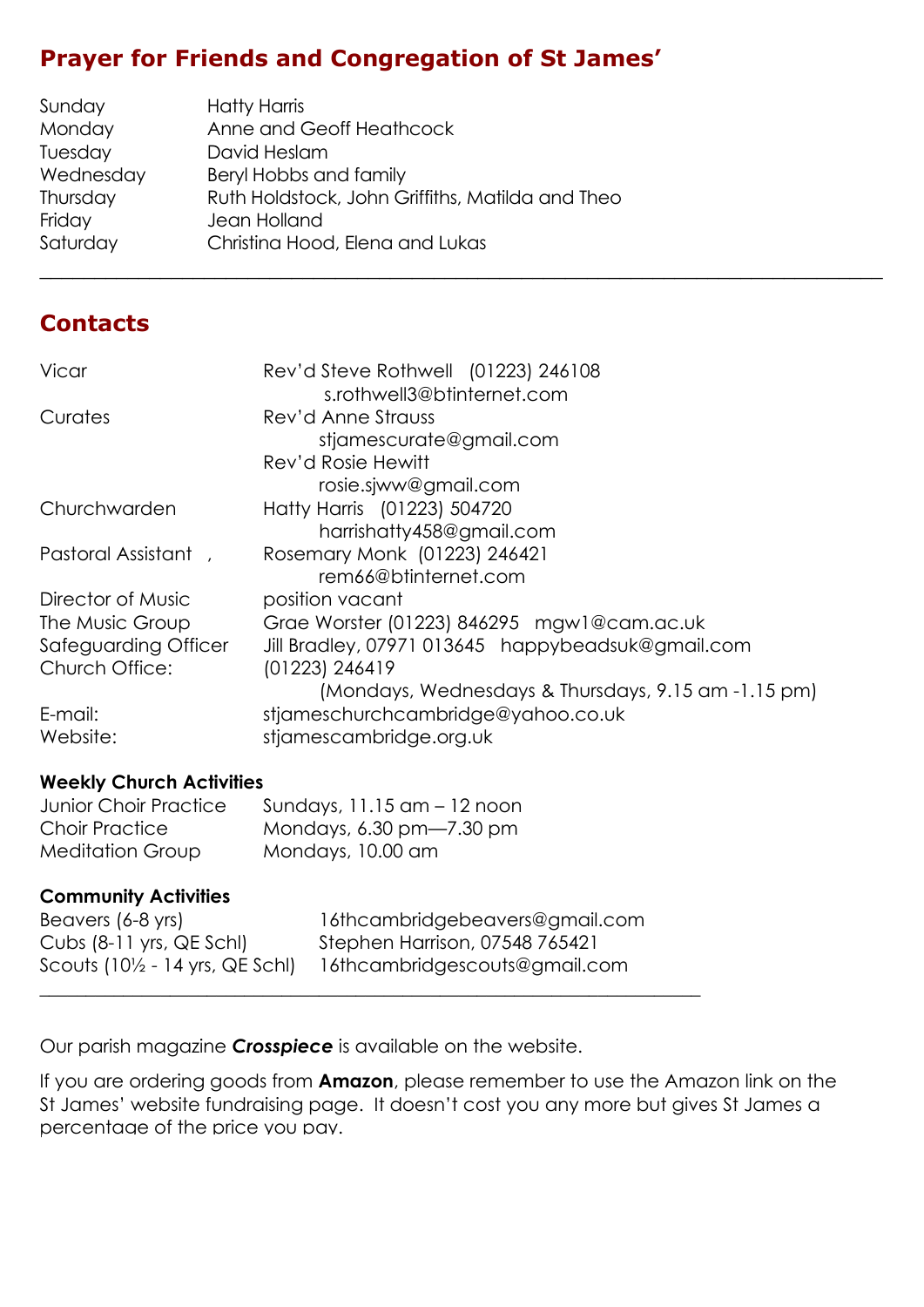## Prayer for Friends and Congregation of St James'

| | |
|---|---|
| Sunday | Hatty Harris |
| Monday | Anne and Geoff Heathcock |
| Tuesday | David Heslam |
| Wednesday | Beryl Hobbs and family |
| Thursday | Ruth Holdstock, John Griffiths, Matilda and Theo |
| Friday | Jean Holland |
| Saturday | Christina Hood, Elena and Lukas |

---

## Contacts

| | |
|---|---|
| Vicar | Rev'd Steve Rothwell (01223) 246108<br>s.rothwell3@btinternet.com |
| Curates | Rev'd Anne Strauss<br>stjamescurate@gmail.com<br>Rev'd Rosie Hewitt<br>rosie.sjww@gmail.com |
| Churchwarden | Hatty Harris (01223) 504720<br>harrishatty458@gmail.com |
| Pastoral Assistant , | Rosemary Monk (01223) 246421<br>rem66@btinternet.com |
| Director of Music | position vacant |
| The Music Group | Grae Worster (01223) 846295 mgw1@cam.ac.uk |
| Safeguarding Officer | Jill Bradley, 07971 013645 happybeadsuk@gmail.com |
| Church Office: | (01223) 246419<br>(Mondays, Wednesdays & Thursdays, 9.15 am -1.15 pm) |
| E-mail: | stjameschurchcambridge@yahoo.co.uk |
| Website: | stjamescambridge.org.uk |

**Weekly Church Activities**

| | |
|---|---|
| Junior Choir Practice | Sundays, 11.15 am – 12 noon |
| Choir Practice | Mondays, 6.30 pm—7.30 pm |
| Meditation Group | Mondays, 10.00 am |

**Community Activities**

| | |
|---|---|
| Beavers (6-8 yrs) | 16thcambridgebeavers@gmail.com |
| Cubs (8-11 yrs, QE Schl) | Stephen Harrison, 07548 765421 |
| Scouts (10½ - 14 yrs, QE Schl) | 16thcambridgescouts@gmail.com |

---

Our parish magazine ***Crosspiece*** is available on the website.

If you are ordering goods from **Amazon**, please remember to use the Amazon link on the St James' website fundraising page. It doesn't cost you any more but gives St James a percentage of the price you pay.